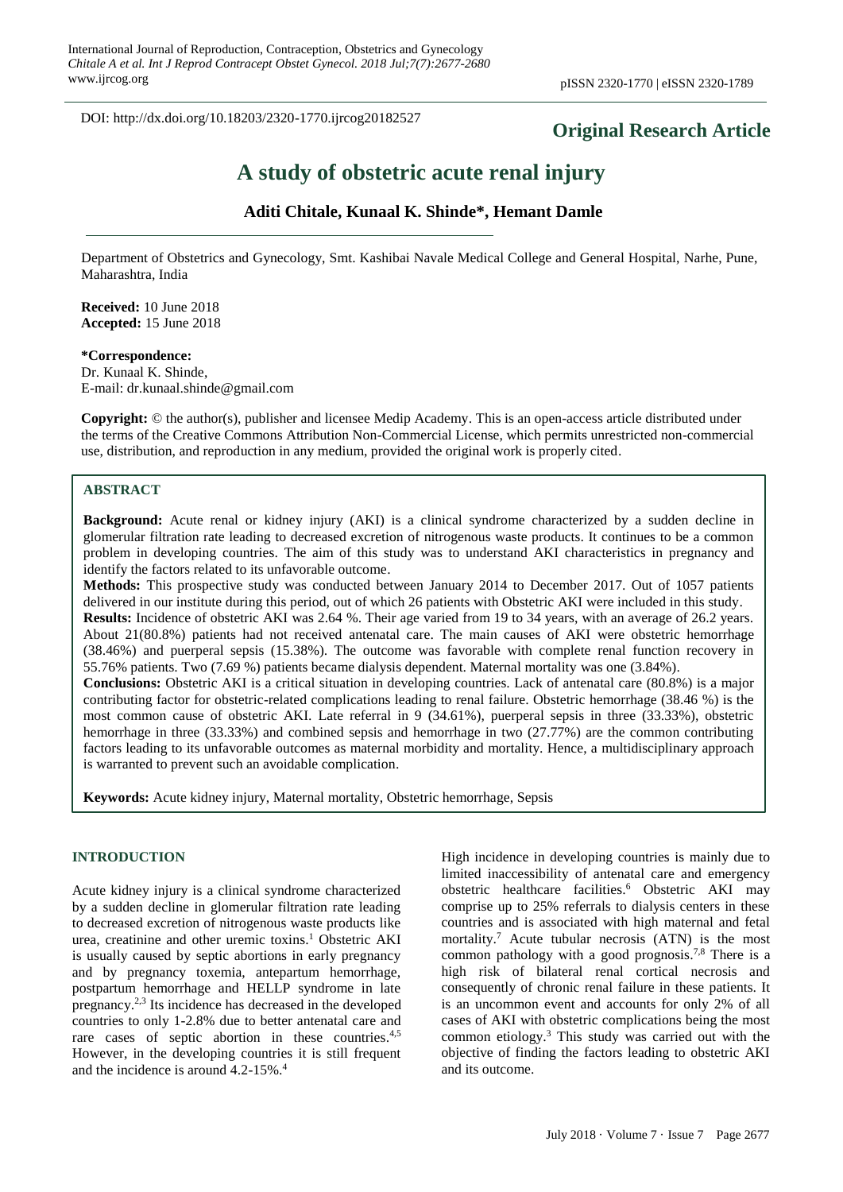DOI: http://dx.doi.org/10.18203/2320-1770.ijrcog20182527

**Original Research Article**

# A study of obstetric acute renal injury

**Aditi Chitale, Kunaal K. Shinde\*, Hemant Damle**

Department of Obstetrics and Gynecology, Smt. Kashibai Navale Medical College and General Hospital, Narhe, Pune, Maharashtra, India

**Received:** 10 June 2018
**Accepted:** 15 June 2018

**\*Correspondence:**
Dr. Kunaal K. Shinde,
E-mail: dr.kunaal.shinde@gmail.com

**Copyright:** © the author(s), publisher and licensee Medip Academy. This is an open-access article distributed under the terms of the Creative Commons Attribution Non-Commercial License, which permits unrestricted non-commercial use, distribution, and reproduction in any medium, provided the original work is properly cited.

## ABSTRACT

**Background:** Acute renal or kidney injury (AKI) is a clinical syndrome characterized by a sudden decline in glomerular filtration rate leading to decreased excretion of nitrogenous waste products. It continues to be a common problem in developing countries. The aim of this study was to understand AKI characteristics in pregnancy and identify the factors related to its unfavorable outcome.

**Methods:** This prospective study was conducted between January 2014 to December 2017. Out of 1057 patients delivered in our institute during this period, out of which 26 patients with Obstetric AKI were included in this study.

**Results:** Incidence of obstetric AKI was 2.64 %. Their age varied from 19 to 34 years, with an average of 26.2 years. About 21(80.8%) patients had not received antenatal care. The main causes of AKI were obstetric hemorrhage (38.46%) and puerperal sepsis (15.38%). The outcome was favorable with complete renal function recovery in 55.76% patients. Two (7.69 %) patients became dialysis dependent. Maternal mortality was one (3.84%).

**Conclusions:** Obstetric AKI is a critical situation in developing countries. Lack of antenatal care (80.8%) is a major contributing factor for obstetric-related complications leading to renal failure. Obstetric hemorrhage (38.46 %) is the most common cause of obstetric AKI. Late referral in 9 (34.61%), puerperal sepsis in three (33.33%), obstetric hemorrhage in three (33.33%) and combined sepsis and hemorrhage in two (27.77%) are the common contributing factors leading to its unfavorable outcomes as maternal morbidity and mortality. Hence, a multidisciplinary approach is warranted to prevent such an avoidable complication.

**Keywords:** Acute kidney injury, Maternal mortality, Obstetric hemorrhage, Sepsis

## INTRODUCTION

Acute kidney injury is a clinical syndrome characterized by a sudden decline in glomerular filtration rate leading to decreased excretion of nitrogenous waste products like urea, creatinine and other uremic toxins.[1] Obstetric AKI is usually caused by septic abortions in early pregnancy and by pregnancy toxemia, antepartum hemorrhage, postpartum hemorrhage and HELLP syndrome in late pregnancy.[2,3] Its incidence has decreased in the developed countries to only 1-2.8% due to better antenatal care and rare cases of septic abortion in these countries.[4,5] However, in the developing countries it is still frequent and the incidence is around 4.2-15%.[4]

High incidence in developing countries is mainly due to limited inaccessibility of antenatal care and emergency obstetric healthcare facilities.[6] Obstetric AKI may comprise up to 25% referrals to dialysis centers in these countries and is associated with high maternal and fetal mortality.[7] Acute tubular necrosis (ATN) is the most common pathology with a good prognosis.[7,8] There is a high risk of bilateral renal cortical necrosis and consequently of chronic renal failure in these patients. It is an uncommon event and accounts for only 2% of all cases of AKI with obstetric complications being the most common etiology.[3] This study was carried out with the objective of finding the factors leading to obstetric AKI and its outcome.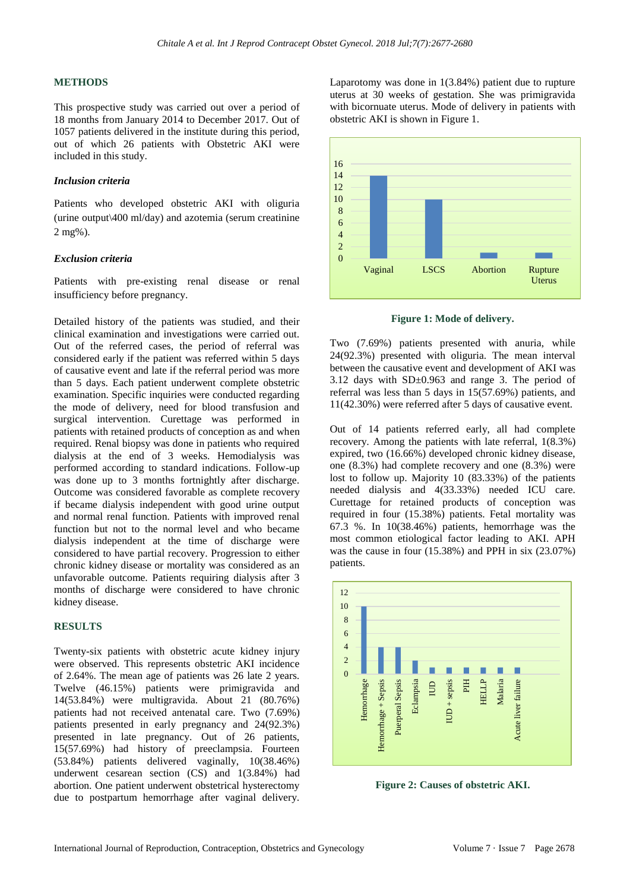## METHODS

This prospective study was carried out over a period of 18 months from January 2014 to December 2017. Out of 1057 patients delivered in the institute during this period, out of which 26 patients with Obstetric AKI were included in this study.

### *Inclusion criteria*

Patients who developed obstetric AKI with oliguria (urine output\400 ml/day) and azotemia (serum creatinine 2 mg%).

### *Exclusion criteria*

Patients with pre-existing renal disease or renal insufficiency before pregnancy.

Detailed history of the patients was studied, and their clinical examination and investigations were carried out. Out of the referred cases, the period of referral was considered early if the patient was referred within 5 days of causative event and late if the referral period was more than 5 days. Each patient underwent complete obstetric examination. Specific inquiries were conducted regarding the mode of delivery, need for blood transfusion and surgical intervention. Curettage was performed in patients with retained products of conception as and when required. Renal biopsy was done in patients who required dialysis at the end of 3 weeks. Hemodialysis was performed according to standard indications. Follow-up was done up to 3 months fortnightly after discharge. Outcome was considered favorable as complete recovery if became dialysis independent with good urine output and normal renal function. Patients with improved renal function but not to the normal level and who became dialysis independent at the time of discharge were considered to have partial recovery. Progression to either chronic kidney disease or mortality was considered as an unfavorable outcome. Patients requiring dialysis after 3 months of discharge were considered to have chronic kidney disease.

## RESULTS

Twenty-six patients with obstetric acute kidney injury were observed. This represents obstetric AKI incidence of 2.64%. The mean age of patients was 26 late 2 years. Twelve (46.15%) patients were primigravida and 14(53.84%) were multigravida. About 21 (80.76%) patients had not received antenatal care. Two (7.69%) patients presented in early pregnancy and 24(92.3%) presented in late pregnancy. Out of 26 patients, 15(57.69%) had history of preeclampsia. Fourteen (53.84%) patients delivered vaginally, 10(38.46%) underwent cesarean section (CS) and 1(3.84%) had abortion. One patient underwent obstetrical hysterectomy due to postpartum hemorrhage after vaginal delivery. Laparotomy was done in 1(3.84%) patient due to rupture uterus at 30 weeks of gestation. She was primigravida with bicornuate uterus. Mode of delivery in patients with obstetric AKI is shown in Figure 1.

**Figure 1: Mode of delivery.**

Two (7.69%) patients presented with anuria, while 24(92.3%) presented with oliguria. The mean interval between the causative event and development of AKI was 3.12 days with SD±0.963 and range 3. The period of referral was less than 5 days in 15(57.69%) patients, and 11(42.30%) were referred after 5 days of causative event.

Out of 14 patients referred early, all had complete recovery. Among the patients with late referral, 1(8.3%) expired, two (16.66%) developed chronic kidney disease, one (8.3%) had complete recovery and one (8.3%) were lost to follow up. Majority 10 (83.33%) of the patients needed dialysis and 4(33.33%) needed ICU care. Curettage for retained products of conception was required in four (15.38%) patients. Fetal mortality was 67.3 %. In 10(38.46%) patients, hemorrhage was the most common etiological factor leading to AKI. APH was the cause in four (15.38%) and PPH in six (23.07%) patients.

**Figure 2: Causes of obstetric AKI.**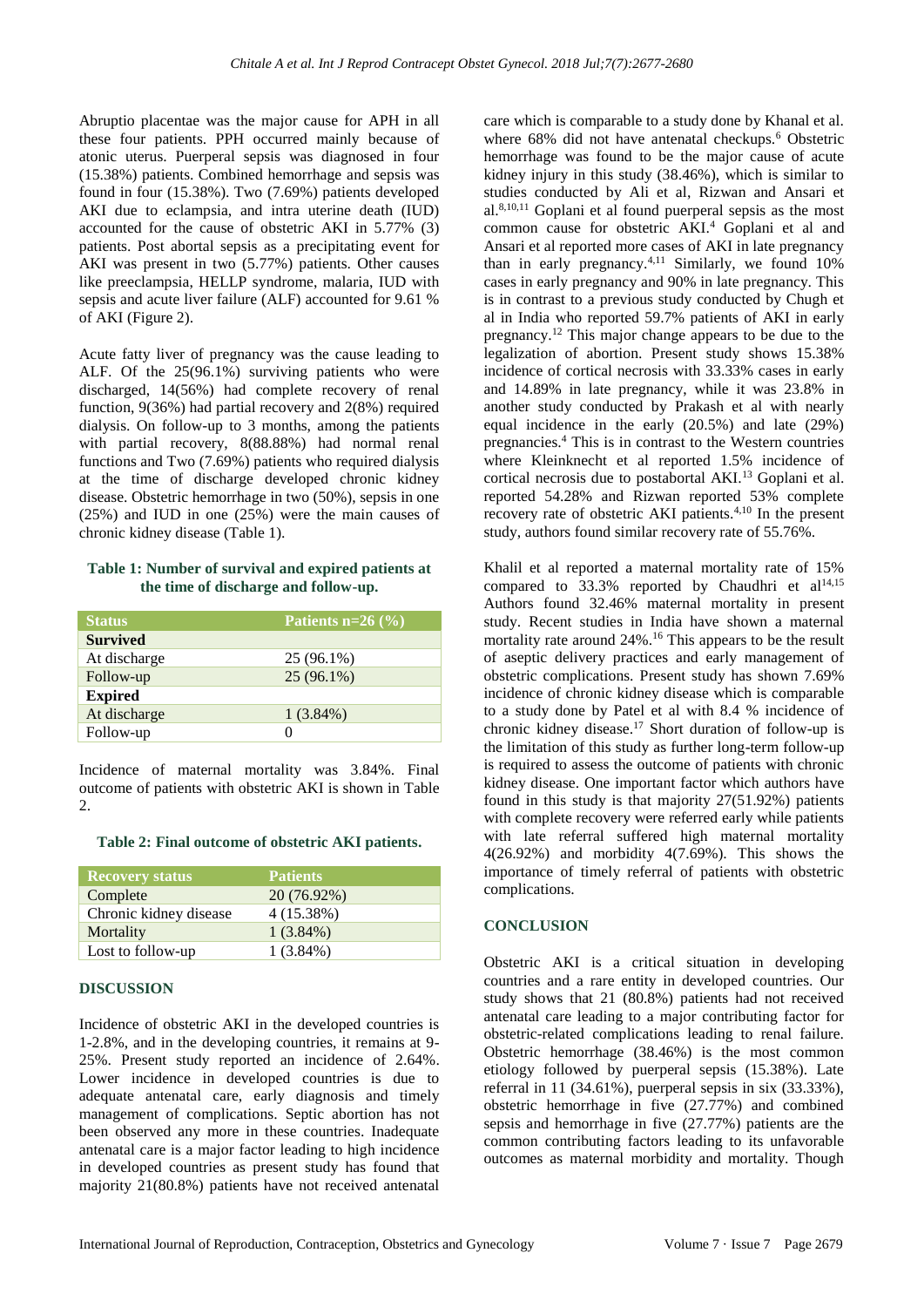Abruptio placentae was the major cause for APH in all these four patients. PPH occurred mainly because of atonic uterus. Puerperal sepsis was diagnosed in four (15.38%) patients. Combined hemorrhage and sepsis was found in four (15.38%). Two (7.69%) patients developed AKI due to eclampsia, and intra uterine death (IUD) accounted for the cause of obstetric AKI in 5.77% (3) patients. Post abortal sepsis as a precipitating event for AKI was present in two (5.77%) patients. Other causes like preeclampsia, HELLP syndrome, malaria, IUD with sepsis and acute liver failure (ALF) accounted for 9.61 % of AKI (Figure 2).

Acute fatty liver of pregnancy was the cause leading to ALF. Of the 25(96.1%) surviving patients who were discharged, 14(56%) had complete recovery of renal function, 9(36%) had partial recovery and 2(8%) required dialysis. On follow-up to 3 months, among the patients with partial recovery, 8(88.88%) had normal renal functions and Two (7.69%) patients who required dialysis at the time of discharge developed chronic kidney disease. Obstetric hemorrhage in two (50%), sepsis in one (25%) and IUD in one (25%) were the main causes of chronic kidney disease (Table 1).

**Table 1: Number of survival and expired patients at the time of discharge and follow-up.**

| Status | Patients n=26 (%) |
|---|---|
| **Survived** | |
| At discharge | 25 (96.1%) |
| Follow-up | 25 (96.1%) |
| **Expired** | |
| At discharge | 1 (3.84%) |
| Follow-up | 0 |

Incidence of maternal mortality was 3.84%. Final outcome of patients with obstetric AKI is shown in Table 2.

**Table 2: Final outcome of obstetric AKI patients.**

| Recovery status | Patients |
|---|---|
| Complete | 20 (76.92%) |
| Chronic kidney disease | 4 (15.38%) |
| Mortality | 1 (3.84%) |
| Lost to follow-up | 1 (3.84%) |

## DISCUSSION

Incidence of obstetric AKI in the developed countries is 1-2.8%, and in the developing countries, it remains at 9-25%. Present study reported an incidence of 2.64%. Lower incidence in developed countries is due to adequate antenatal care, early diagnosis and timely management of complications. Septic abortion has not been observed any more in these countries. Inadequate antenatal care is a major factor leading to high incidence in developed countries as present study has found that majority 21(80.8%) patients have not received antenatal care which is comparable to a study done by Khanal et al. where 68% did not have antenatal checkups.[6] Obstetric hemorrhage was found to be the major cause of acute kidney injury in this study (38.46%), which is similar to studies conducted by Ali et al, Rizwan and Ansari et al.[8,10,11] Goplani et al found puerperal sepsis as the most common cause for obstetric AKI.[4] Goplani et al and Ansari et al reported more cases of AKI in late pregnancy than in early pregnancy.[4,11] Similarly, we found 10% cases in early pregnancy and 90% in late pregnancy. This is in contrast to a previous study conducted by Chugh et al in India who reported 59.7% patients of AKI in early pregnancy.[12] This major change appears to be due to the legalization of abortion. Present study shows 15.38% incidence of cortical necrosis with 33.33% cases in early and 14.89% in late pregnancy, while it was 23.8% in another study conducted by Prakash et al with nearly equal incidence in the early (20.5%) and late (29%) pregnancies.[4] This is in contrast to the Western countries where Kleinknecht et al reported 1.5% incidence of cortical necrosis due to postabortal AKI.[13] Goplani et al. reported 54.28% and Rizwan reported 53% complete recovery rate of obstetric AKI patients.[4,10] In the present study, authors found similar recovery rate of 55.76%.

Khalil et al reported a maternal mortality rate of 15% compared to 33.3% reported by Chaudhri et al[14,15] Authors found 32.46% maternal mortality in present study. Recent studies in India have shown a maternal mortality rate around 24%.[16] This appears to be the result of aseptic delivery practices and early management of obstetric complications. Present study has shown 7.69% incidence of chronic kidney disease which is comparable to a study done by Patel et al with 8.4 % incidence of chronic kidney disease.[17] Short duration of follow-up is the limitation of this study as further long-term follow-up is required to assess the outcome of patients with chronic kidney disease. One important factor which authors have found in this study is that majority 27(51.92%) patients with complete recovery were referred early while patients with late referral suffered high maternal mortality 4(26.92%) and morbidity 4(7.69%). This shows the importance of timely referral of patients with obstetric complications.

## CONCLUSION

Obstetric AKI is a critical situation in developing countries and a rare entity in developed countries. Our study shows that 21 (80.8%) patients had not received antenatal care leading to a major contributing factor for obstetric-related complications leading to renal failure. Obstetric hemorrhage (38.46%) is the most common etiology followed by puerperal sepsis (15.38%). Late referral in 11 (34.61%), puerperal sepsis in six (33.33%), obstetric hemorrhage in five (27.77%) and combined sepsis and hemorrhage in five (27.77%) patients are the common contributing factors leading to its unfavorable outcomes as maternal morbidity and mortality. Though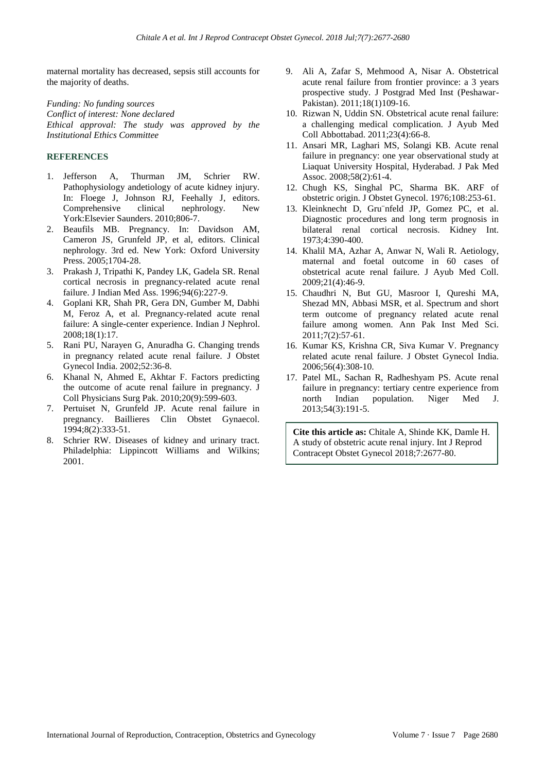maternal mortality has decreased, sepsis still accounts for the majority of deaths.

*Funding: No funding sources*
*Conflict of interest: None declared*
*Ethical approval: The study was approved by the Institutional Ethics Committee*

## REFERENCES

1. Jefferson A, Thurman JM, Schrier RW. Pathophysiology andetiology of acute kidney injury. In: Floege J, Johnson RJ, Feehally J, editors. Comprehensive clinical nephrology. New York:Elsevier Saunders. 2010;806-7.
2. Beaufils MB. Pregnancy. In: Davidson AM, Cameron JS, Grunfeld JP, et al, editors. Clinical nephrology. 3rd ed. New York: Oxford University Press. 2005;1704-28.
3. Prakash J, Tripathi K, Pandey LK, Gadela SR. Renal cortical necrosis in pregnancy-related acute renal failure. J Indian Med Ass. 1996;94(6):227-9.
4. Goplani KR, Shah PR, Gera DN, Gumber M, Dabhi M, Feroz A, et al. Pregnancy-related acute renal failure: A single-center experience. Indian J Nephrol. 2008;18(1):17.
5. Rani PU, Narayen G, Anuradha G. Changing trends in pregnancy related acute renal failure. J Obstet Gynecol India. 2002;52:36-8.
6. Khanal N, Ahmed E, Akhtar F. Factors predicting the outcome of acute renal failure in pregnancy. J Coll Physicians Surg Pak. 2010;20(9):599-603.
7. Pertuiset N, Grunfeld JP. Acute renal failure in pregnancy. Baillieres Clin Obstet Gynaecol. 1994;8(2):333-51.
8. Schrier RW. Diseases of kidney and urinary tract. Philadelphia: Lippincott Williams and Wilkins; 2001.
9. Ali A, Zafar S, Mehmood A, Nisar A. Obstetrical acute renal failure from frontier province: a 3 years prospective study. J Postgrad Med Inst (Peshawar-Pakistan). 2011;18(1)109-16.
10. Rizwan N, Uddin SN. Obstetrical acute renal failure: a challenging medical complication. J Ayub Med Coll Abbottabad. 2011;23(4):66-8.
11. Ansari MR, Laghari MS, Solangi KB. Acute renal failure in pregnancy: one year observational study at Liaquat University Hospital, Hyderabad. J Pak Med Assoc. 2008;58(2):61-4.
12. Chugh KS, Singhal PC, Sharma BK. ARF of obstetric origin. J Obstet Gynecol. 1976;108:253-61.
13. Kleinknecht D, Gru¨nfeld JP, Gomez PC, et al. Diagnostic procedures and long term prognosis in bilateral renal cortical necrosis. Kidney Int. 1973;4:390-400.
14. Khalil MA, Azhar A, Anwar N, Wali R. Aetiology, maternal and foetal outcome in 60 cases of obstetrical acute renal failure. J Ayub Med Coll. 2009;21(4):46-9.
15. Chaudhri N, But GU, Masroor I, Qureshi MA, Shezad MN, Abbasi MSR, et al. Spectrum and short term outcome of pregnancy related acute renal failure among women. Ann Pak Inst Med Sci. 2011;7(2):57-61.
16. Kumar KS, Krishna CR, Siva Kumar V. Pregnancy related acute renal failure. J Obstet Gynecol India. 2006;56(4):308-10.
17. Patel ML, Sachan R, Radheshyam PS. Acute renal failure in pregnancy: tertiary centre experience from north Indian population. Niger Med J. 2013;54(3):191-5.

**Cite this article as:** Chitale A, Shinde KK, Damle H. A study of obstetric acute renal injury. Int J Reprod Contracept Obstet Gynecol 2018;7:2677-80.